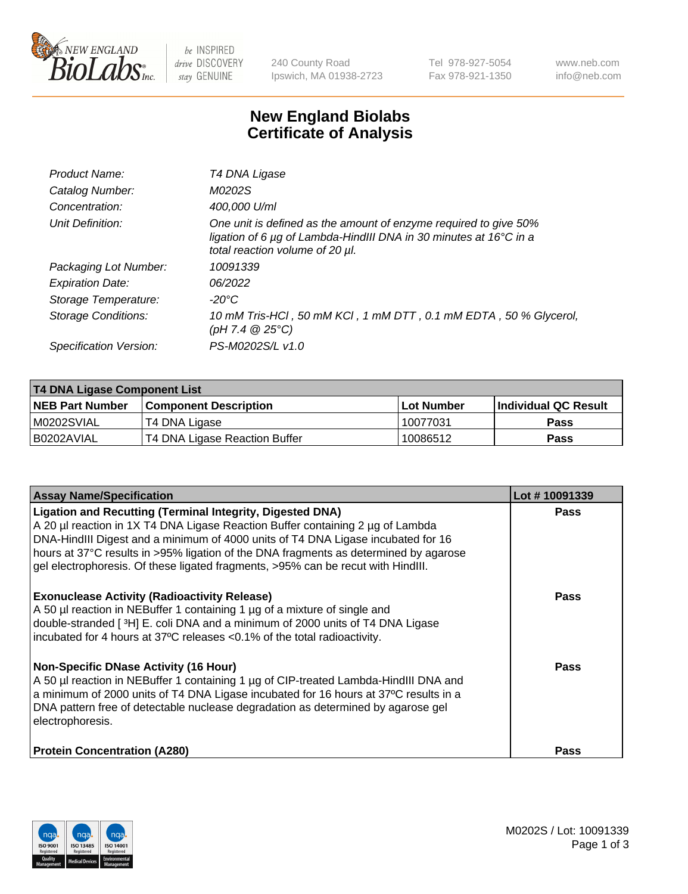# New England Biolabs
# Certificate of Analysis

| | |
|---|---|
| *Product Name:* | *T4 DNA Ligase* |
| *Catalog Number:* | *M0202S* |
| *Concentration:* | *400,000 U/ml* |
| *Unit Definition:* | *One unit is defined as the amount of enzyme required to give 50% ligation of 6 µg of Lambda-HindIII DNA in 30 minutes at 16°C in a total reaction volume of 20 µl.* |
| *Packaging Lot Number:* | *10091339* |
| *Expiration Date:* | *06/2022* |
| *Storage Temperature:* | *-20°C* |
| *Storage Conditions:* | *10 mM Tris-HCl , 50 mM KCl , 1 mM DTT , 0.1 mM EDTA , 50 % Glycerol, (pH 7.4 @ 25°C)* |
| *Specification Version:* | *PS-M0202S/L v1.0* |

| **T4 DNA Ligase Component List** | | | |
|---|---|---|---|
| **NEB Part Number** | **Component Description** | **Lot Number** | **Individual QC Result** |
| M0202SVIAL | T4 DNA Ligase | 10077031 | **Pass** |
| B0202AVIAL | T4 DNA Ligase Reaction Buffer | 10086512 | **Pass** |

| **Assay Name/Specification** | **Lot # 10091339** |
|---|---|
| **Ligation and Recutting (Terminal Integrity, Digested DNA)** A 20 µl reaction in 1X T4 DNA Ligase Reaction Buffer containing 2 µg of Lambda DNA-HindIII Digest and a minimum of 4000 units of T4 DNA Ligase incubated for 16 hours at 37°C results in >95% ligation of the DNA fragments as determined by agarose gel electrophoresis. Of these ligated fragments, >95% can be recut with HindIII. | **Pass** |
| **Exonuclease Activity (Radioactivity Release)** A 50 µl reaction in NEBuffer 1 containing 1 µg of a mixture of single and double-stranded [ $^3$H] E. coli DNA and a minimum of 2000 units of T4 DNA Ligase incubated for 4 hours at 37ºC releases <0.1% of the total radioactivity. | **Pass** |
| **Non-Specific DNase Activity (16 Hour)** A 50 µl reaction in NEBuffer 1 containing 1 µg of CIP-treated Lambda-HindIII DNA and a minimum of 2000 units of T4 DNA Ligase incubated for 16 hours at 37ºC results in a DNA pattern free of detectable nuclease degradation as determined by agarose gel electrophoresis. | **Pass** |
| **Protein Concentration (A280)** | **Pass** |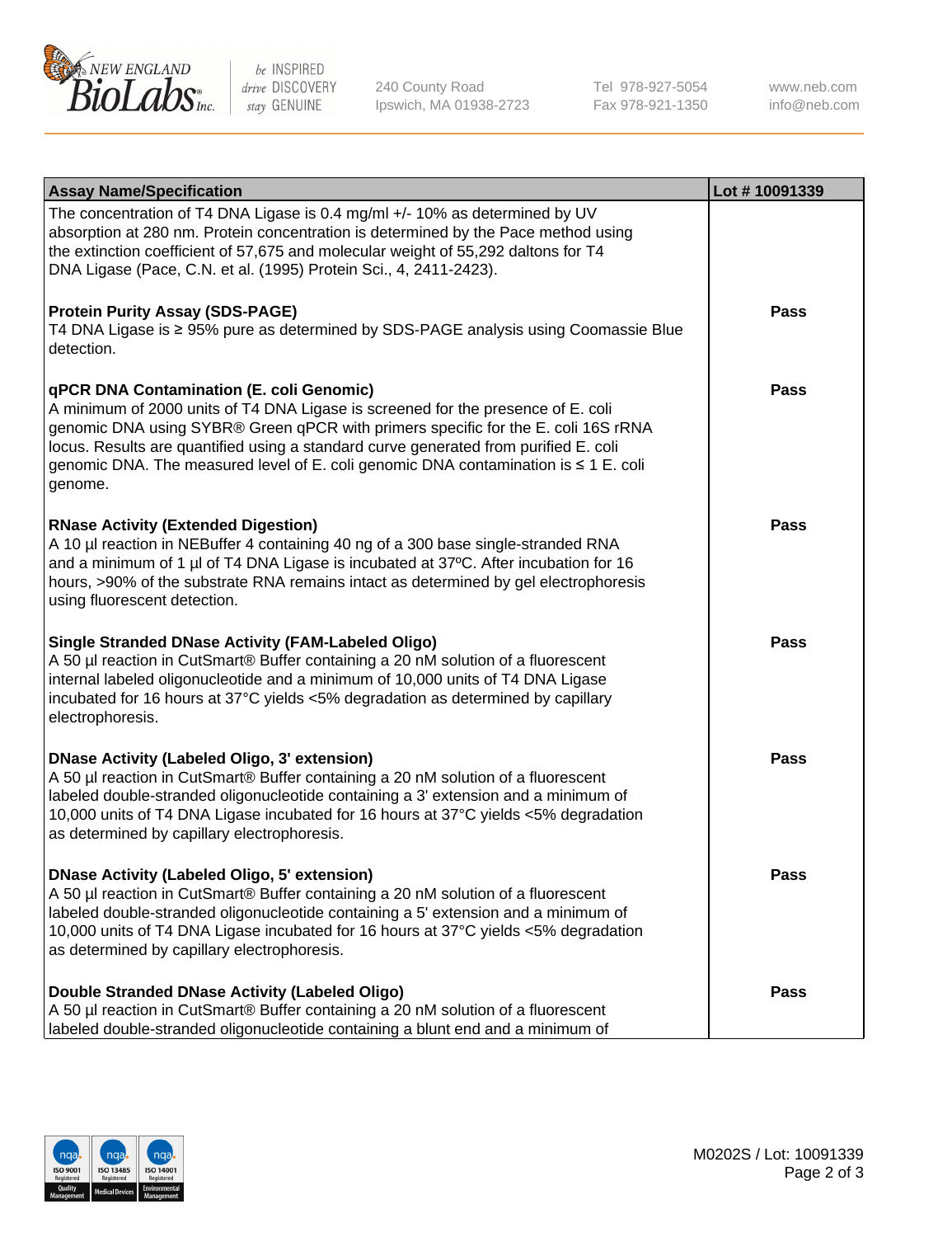| Assay Name/Specification | Lot # 10091339 |
|---|---|
| The concentration of T4 DNA Ligase is 0.4 mg/ml +/- 10% as determined by UV absorption at 280 nm. Protein concentration is determined by the Pace method using the extinction coefficient of 57,675 and molecular weight of 55,292 daltons for T4 DNA Ligase (Pace, C.N. et al. (1995) Protein Sci., 4, 2411-2423). | |
| **Protein Purity Assay (SDS-PAGE)**<br>T4 DNA Ligase is ≥ 95% pure as determined by SDS-PAGE analysis using Coomassie Blue detection. | **Pass** |
| **qPCR DNA Contamination (E. coli Genomic)**<br>A minimum of 2000 units of T4 DNA Ligase is screened for the presence of E. coli genomic DNA using SYBR® Green qPCR with primers specific for the E. coli 16S rRNA locus. Results are quantified using a standard curve generated from purified E. coli genomic DNA. The measured level of E. coli genomic DNA contamination is ≤ 1 E. coli genome. | **Pass** |
| **RNase Activity (Extended Digestion)**<br>A 10 µl reaction in NEBuffer 4 containing 40 ng of a 300 base single-stranded RNA and a minimum of 1 µl of T4 DNA Ligase is incubated at 37ºC. After incubation for 16 hours, >90% of the substrate RNA remains intact as determined by gel electrophoresis using fluorescent detection. | **Pass** |
| **Single Stranded DNase Activity (FAM-Labeled Oligo)**<br>A 50 µl reaction in CutSmart® Buffer containing a 20 nM solution of a fluorescent internal labeled oligonucleotide and a minimum of 10,000 units of T4 DNA Ligase incubated for 16 hours at 37°C yields <5% degradation as determined by capillary electrophoresis. | **Pass** |
| **DNase Activity (Labeled Oligo, 3' extension)**<br>A 50 µl reaction in CutSmart® Buffer containing a 20 nM solution of a fluorescent labeled double-stranded oligonucleotide containing a 3' extension and a minimum of 10,000 units of T4 DNA Ligase incubated for 16 hours at 37°C yields <5% degradation as determined by capillary electrophoresis. | **Pass** |
| **DNase Activity (Labeled Oligo, 5' extension)**<br>A 50 µl reaction in CutSmart® Buffer containing a 20 nM solution of a fluorescent labeled double-stranded oligonucleotide containing a 5' extension and a minimum of 10,000 units of T4 DNA Ligase incubated for 16 hours at 37°C yields <5% degradation as determined by capillary electrophoresis. | **Pass** |
| **Double Stranded DNase Activity (Labeled Oligo)**<br>A 50 µl reaction in CutSmart® Buffer containing a 20 nM solution of a fluorescent labeled double-stranded oligonucleotide containing a blunt end and a minimum of | **Pass** |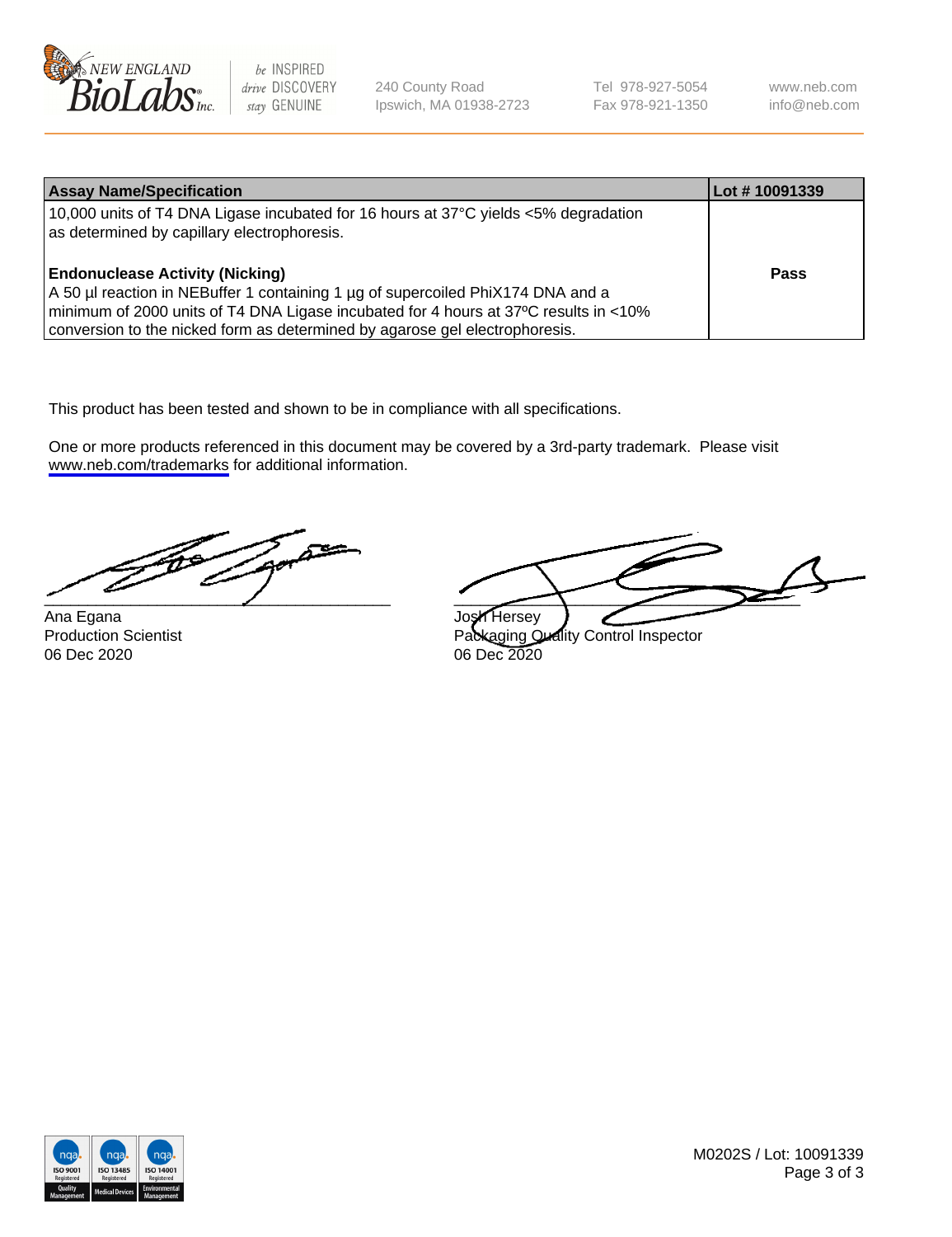240 County Road
Ipswich, MA 01938-2723

Tel 978-927-5054
Fax 978-921-1350

www.neb.com
info@neb.com

| Assay Name/Specification | Lot # 10091339 |
|---|---|
| 10,000 units of T4 DNA Ligase incubated for 16 hours at 37°C yields <5% degradation as determined by capillary electrophoresis. | |
| **Endonuclease Activity (Nicking)**<br>A 50 µl reaction in NEBuffer 1 containing 1 µg of supercoiled PhiX174 DNA and a minimum of 2000 units of T4 DNA Ligase incubated for 4 hours at 37ºC results in <10% conversion to the nicked form as determined by agarose gel electrophoresis. | **Pass** |

This product has been tested and shown to be in compliance with all specifications.

One or more products referenced in this document may be covered by a 3rd-party trademark. Please visit www.neb.com/trademarks for additional information.

Ana Egana
Production Scientist
06 Dec 2020

Josh Hersey
Packaging Quality Control Inspector
06 Dec 2020

M0202S / Lot: 10091339